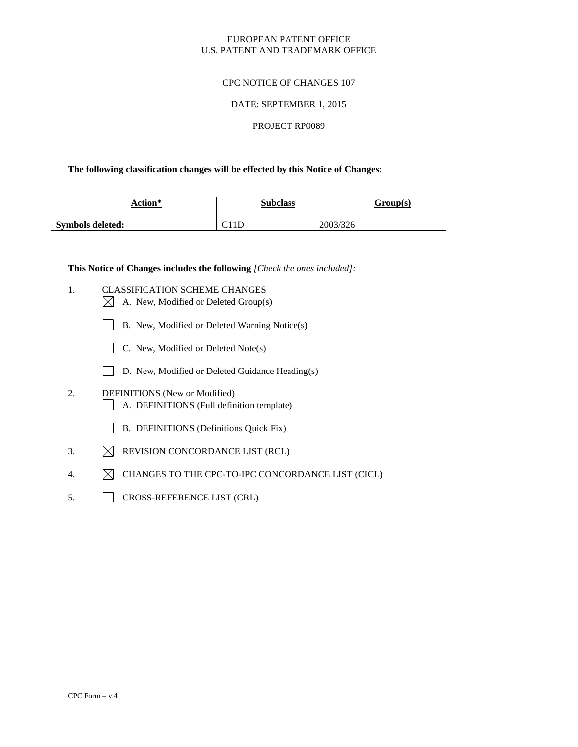EUROPEAN PATENT OFFICE
U.S. PATENT AND TRADEMARK OFFICE

CPC NOTICE OF CHANGES 107

DATE: SEPTEMBER 1, 2015

PROJECT RP0089

**The following classification changes will be effected by this Notice of Changes**:

| Action* | Subclass | Group(s) |
|---|---|---|
| **Symbols deleted:** | C11D | 2003/326 |

**This Notice of Changes includes the following** *[Check the ones included]:*

1. CLASSIFICATION SCHEME CHANGES
   - ☒ A. New, Modified or Deleted Group(s)
   - ☐ B. New, Modified or Deleted Warning Notice(s)
   - ☐ C. New, Modified or Deleted Note(s)
   - ☐ D. New, Modified or Deleted Guidance Heading(s)
2. DEFINITIONS (New or Modified)
   - ☐ A. DEFINITIONS (Full definition template)
   - ☐ B. DEFINITIONS (Definitions Quick Fix)
3. ☒ REVISION CONCORDANCE LIST (RCL)
4. ☒ CHANGES TO THE CPC-TO-IPC CONCORDANCE LIST (CICL)
5. ☐ CROSS-REFERENCE LIST (CRL)

CPC Form – v.4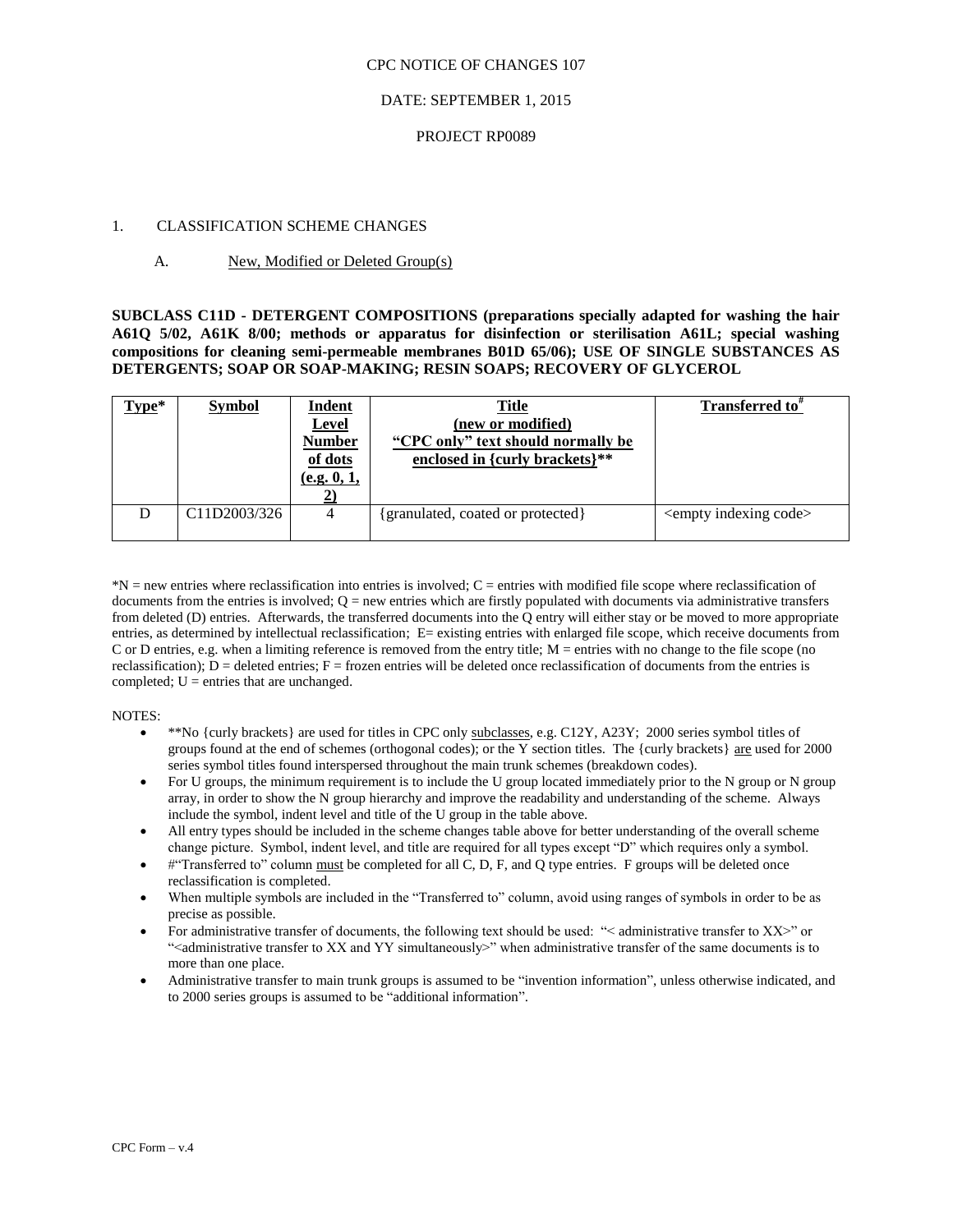CPC NOTICE OF CHANGES 107

DATE: SEPTEMBER 1, 2015

PROJECT RP0089

1. CLASSIFICATION SCHEME CHANGES

A. New, Modified or Deleted Group(s)

**SUBCLASS C11D - DETERGENT COMPOSITIONS (preparations specially adapted for washing the hair A61Q 5/02, A61K 8/00; methods or apparatus for disinfection or sterilisation A61L; special washing compositions for cleaning semi-permeable membranes B01D 65/06); USE OF SINGLE SUBSTANCES AS DETERGENTS; SOAP OR SOAP-MAKING; RESIN SOAPS; RECOVERY OF GLYCEROL**

| Type* | Symbol | Indent Level Number of dots (e.g. 0, 1, 2) | Title (new or modified) "CPC only" text should normally be enclosed in {curly brackets}** | Transferred to# |
|---|---|---|---|---|
| D | C11D2003/326 | 4 | {granulated, coated or protected} | <empty indexing code> |

*N = new entries where reclassification into entries is involved; C = entries with modified file scope where reclassification of documents from the entries is involved; Q = new entries which are firstly populated with documents via administrative transfers from deleted (D) entries. Afterwards, the transferred documents into the Q entry will either stay or be moved to more appropriate entries, as determined by intellectual reclassification; E= existing entries with enlarged file scope, which receive documents from C or D entries, e.g. when a limiting reference is removed from the entry title; M = entries with no change to the file scope (no reclassification); D = deleted entries; F = frozen entries will be deleted once reclassification of documents from the entries is completed; U = entries that are unchanged.

NOTES:

- **No {curly brackets} are used for titles in CPC only subclasses, e.g. C12Y, A23Y; 2000 series symbol titles of groups found at the end of schemes (orthogonal codes); or the Y section titles. The {curly brackets} are used for 2000 series symbol titles found interspersed throughout the main trunk schemes (breakdown codes).
- For U groups, the minimum requirement is to include the U group located immediately prior to the N group or N group array, in order to show the N group hierarchy and improve the readability and understanding of the scheme. Always include the symbol, indent level and title of the U group in the table above.
- All entry types should be included in the scheme changes table above for better understanding of the overall scheme change picture. Symbol, indent level, and title are required for all types except "D" which requires only a symbol.
- #"Transferred to" column must be completed for all C, D, F, and Q type entries. F groups will be deleted once reclassification is completed.
- When multiple symbols are included in the "Transferred to" column, avoid using ranges of symbols in order to be as precise as possible.
- For administrative transfer of documents, the following text should be used: "< administrative transfer to XX>" or "<administrative transfer to XX and YY simultaneously>" when administrative transfer of the same documents is to more than one place.
- Administrative transfer to main trunk groups is assumed to be "invention information", unless otherwise indicated, and to 2000 series groups is assumed to be "additional information".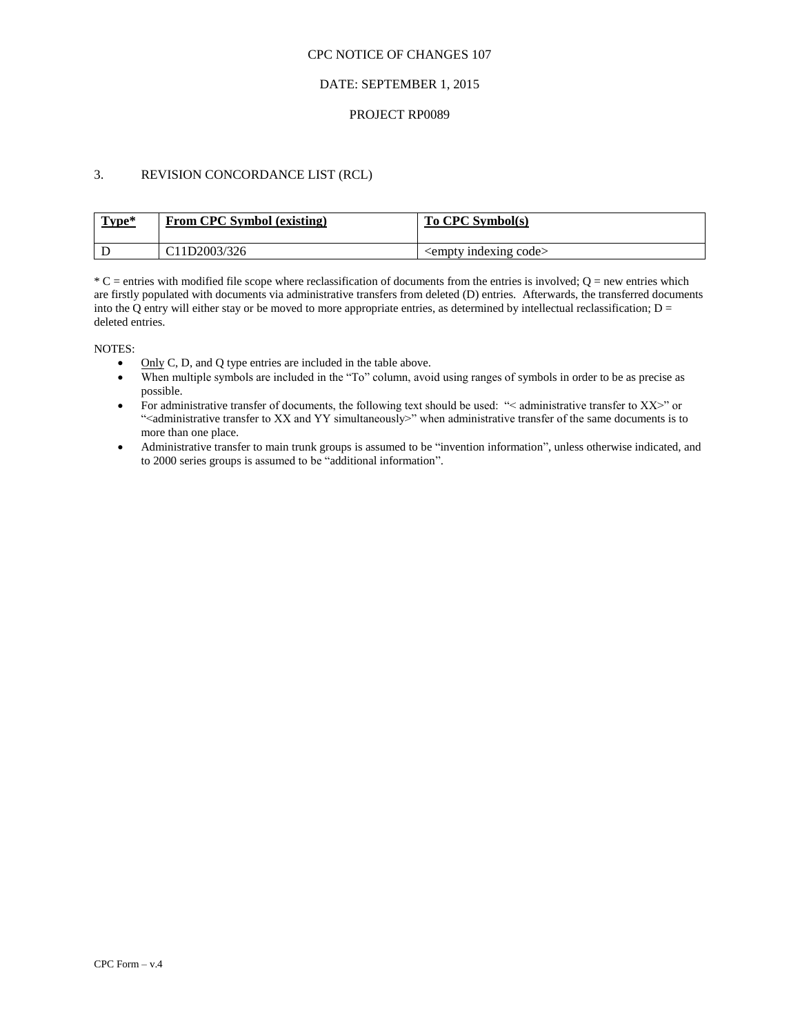CPC NOTICE OF CHANGES 107

DATE: SEPTEMBER 1, 2015

PROJECT RP0089

3. REVISION CONCORDANCE LIST (RCL)

| Type* | From CPC Symbol (existing) | To CPC Symbol(s) |
|---|---|---|
| D | C11D2003/326 | <empty indexing code> |

* C = entries with modified file scope where reclassification of documents from the entries is involved; Q = new entries which are firstly populated with documents via administrative transfers from deleted (D) entries. Afterwards, the transferred documents into the Q entry will either stay or be moved to more appropriate entries, as determined by intellectual reclassification; D = deleted entries.

NOTES:

- Only C, D, and Q type entries are included in the table above.
- When multiple symbols are included in the "To" column, avoid using ranges of symbols in order to be as precise as possible.
- For administrative transfer of documents, the following text should be used: "< administrative transfer to XX>" or "<administrative transfer to XX and YY simultaneously>" when administrative transfer of the same documents is to more than one place.
- Administrative transfer to main trunk groups is assumed to be "invention information", unless otherwise indicated, and to 2000 series groups is assumed to be "additional information".

CPC Form – v.4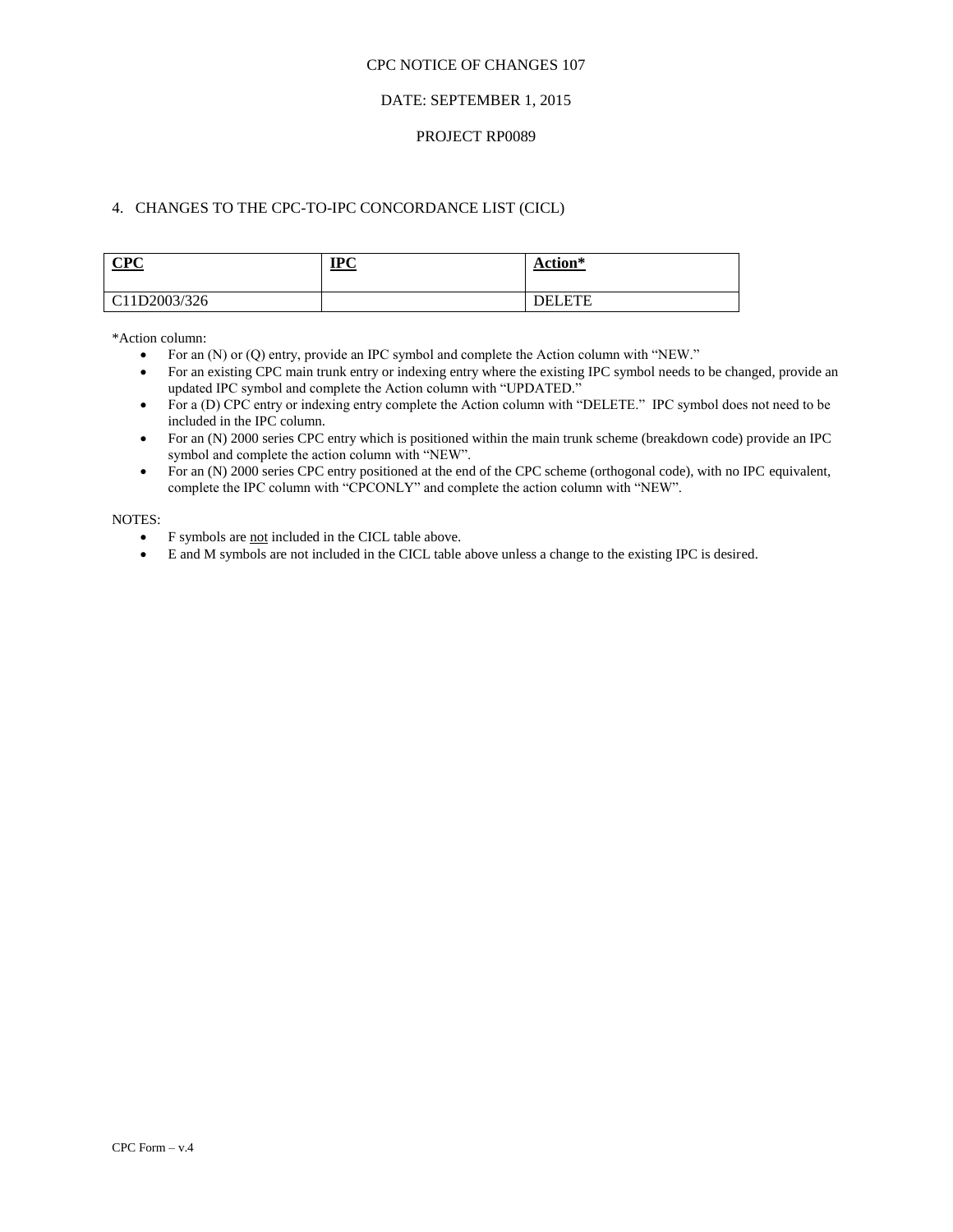CPC NOTICE OF CHANGES 107

DATE: SEPTEMBER 1, 2015

PROJECT RP0089

4. CHANGES TO THE CPC-TO-IPC CONCORDANCE LIST (CICL)

| **CPC** | **IPC** | **Action*** |
|---|---|---|
| C11D2003/326 | | DELETE |

*Action column:

- For an (N) or (Q) entry, provide an IPC symbol and complete the Action column with "NEW."
- For an existing CPC main trunk entry or indexing entry where the existing IPC symbol needs to be changed, provide an updated IPC symbol and complete the Action column with "UPDATED."
- For a (D) CPC entry or indexing entry complete the Action column with "DELETE." IPC symbol does not need to be included in the IPC column.
- For an (N) 2000 series CPC entry which is positioned within the main trunk scheme (breakdown code) provide an IPC symbol and complete the action column with "NEW".
- For an (N) 2000 series CPC entry positioned at the end of the CPC scheme (orthogonal code), with no IPC equivalent, complete the IPC column with "CPCONLY" and complete the action column with "NEW".

NOTES:

- F symbols are not included in the CICL table above.
- E and M symbols are not included in the CICL table above unless a change to the existing IPC is desired.

CPC Form – v.4